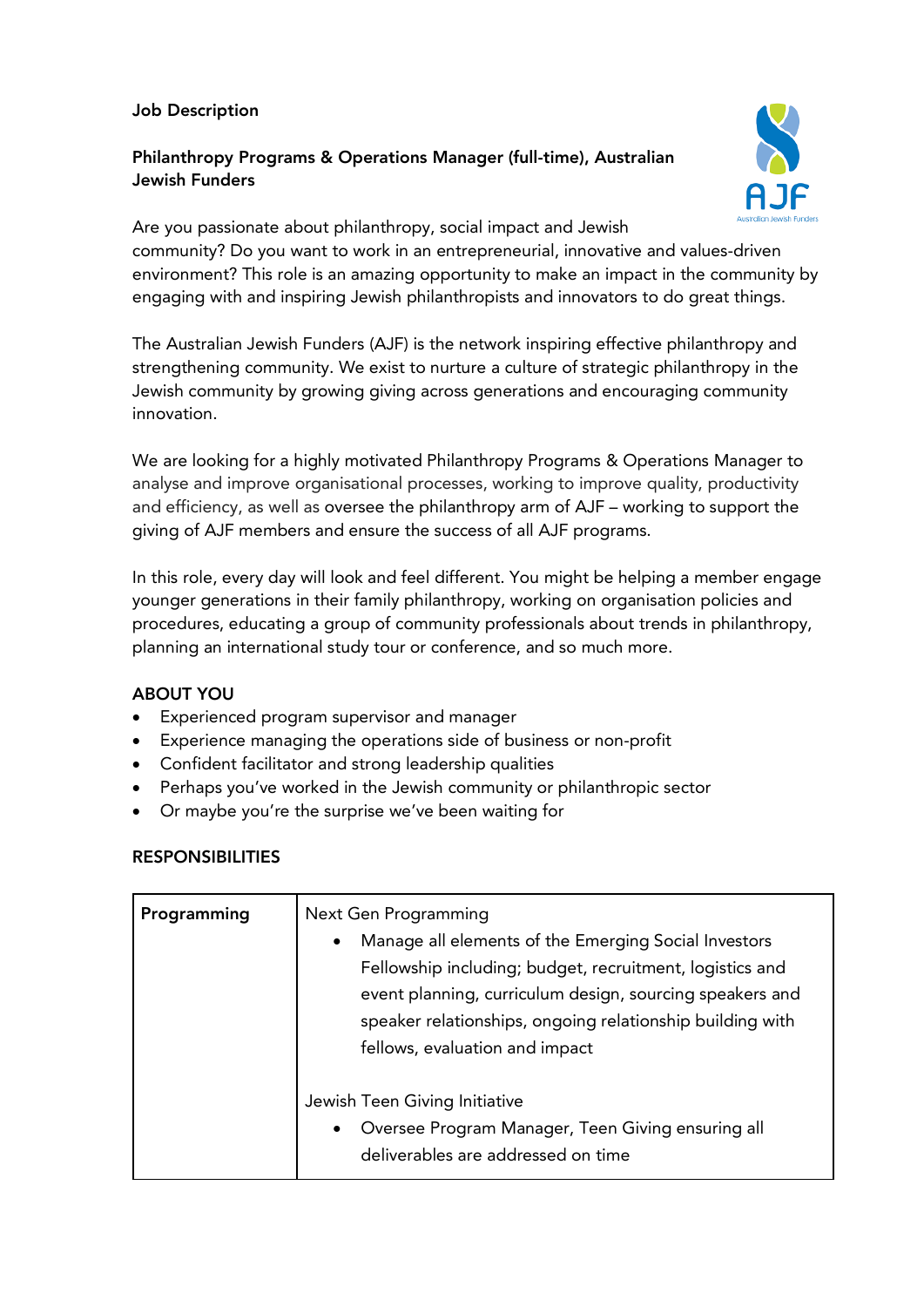**Job Description**

**Philanthropy Programs & Operations Manager (full-time), Australian Jewish Funders**

Are you passionate about philanthropy, social impact and Jewish community? Do you want to work in an entrepreneurial, innovative and values-driven environment? This role is an amazing opportunity to make an impact in the community by engaging with and inspiring Jewish philanthropists and innovators to do great things.

The Australian Jewish Funders (AJF) is the network inspiring effective philanthropy and strengthening community. We exist to nurture a culture of strategic philanthropy in the Jewish community by growing giving across generations and encouraging community innovation.

We are looking for a highly motivated Philanthropy Programs & Operations Manager to analyse and improve organisational processes, working to improve quality, productivity and efficiency, as well as oversee the philanthropy arm of AJF – working to support the giving of AJF members and ensure the success of all AJF programs.

In this role, every day will look and feel different. You might be helping a member engage younger generations in their family philanthropy, working on organisation policies and procedures, educating a group of community professionals about trends in philanthropy, planning an international study tour or conference, and so much more.

**ABOUT YOU**

- Experienced program supervisor and manager
- Experience managing the operations side of business or non-profit
- Confident facilitator and strong leadership qualities
- Perhaps you've worked in the Jewish community or philanthropic sector
- Or maybe you're the surprise we've been waiting for

**RESPONSIBILITIES**

| | |
|---|---|
| **Programming** | Next Gen Programming<br>• Manage all elements of the Emerging Social Investors Fellowship including; budget, recruitment, logistics and event planning, curriculum design, sourcing speakers and speaker relationships, ongoing relationship building with fellows, evaluation and impact<br><br>Jewish Teen Giving Initiative<br>• Oversee Program Manager, Teen Giving ensuring all deliverables are addressed on time |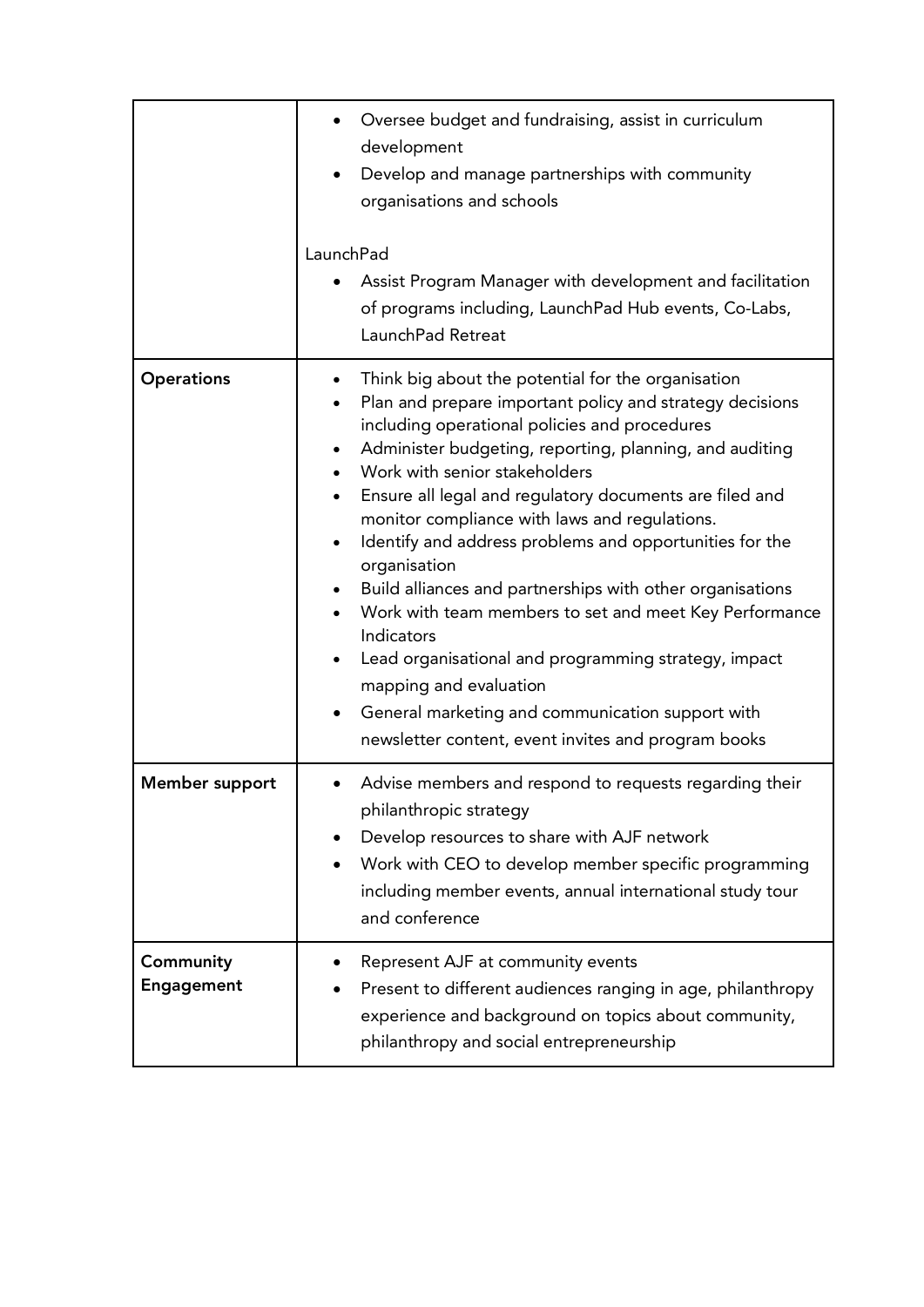| | |
|---|---|
| | • Oversee budget and fundraising, assist in curriculum development<br>• Develop and manage partnerships with community organisations and schools<br><br>LaunchPad<br>• Assist Program Manager with development and facilitation of programs including, LaunchPad Hub events, Co-Labs, LaunchPad Retreat |
| **Operations** | • Think big about the potential for the organisation<br>• Plan and prepare important policy and strategy decisions including operational policies and procedures<br>• Administer budgeting, reporting, planning, and auditing<br>• Work with senior stakeholders<br>• Ensure all legal and regulatory documents are filed and monitor compliance with laws and regulations.<br>• Identify and address problems and opportunities for the organisation<br>• Build alliances and partnerships with other organisations<br>• Work with team members to set and meet Key Performance Indicators<br>• Lead organisational and programming strategy, impact mapping and evaluation<br>• General marketing and communication support with newsletter content, event invites and program books |
| **Member support** | • Advise members and respond to requests regarding their philanthropic strategy<br>• Develop resources to share with AJF network<br>• Work with CEO to develop member specific programming including member events, annual international study tour and conference |
| **Community Engagement** | • Represent AJF at community events<br>• Present to different audiences ranging in age, philanthropy experience and background on topics about community, philanthropy and social entrepreneurship |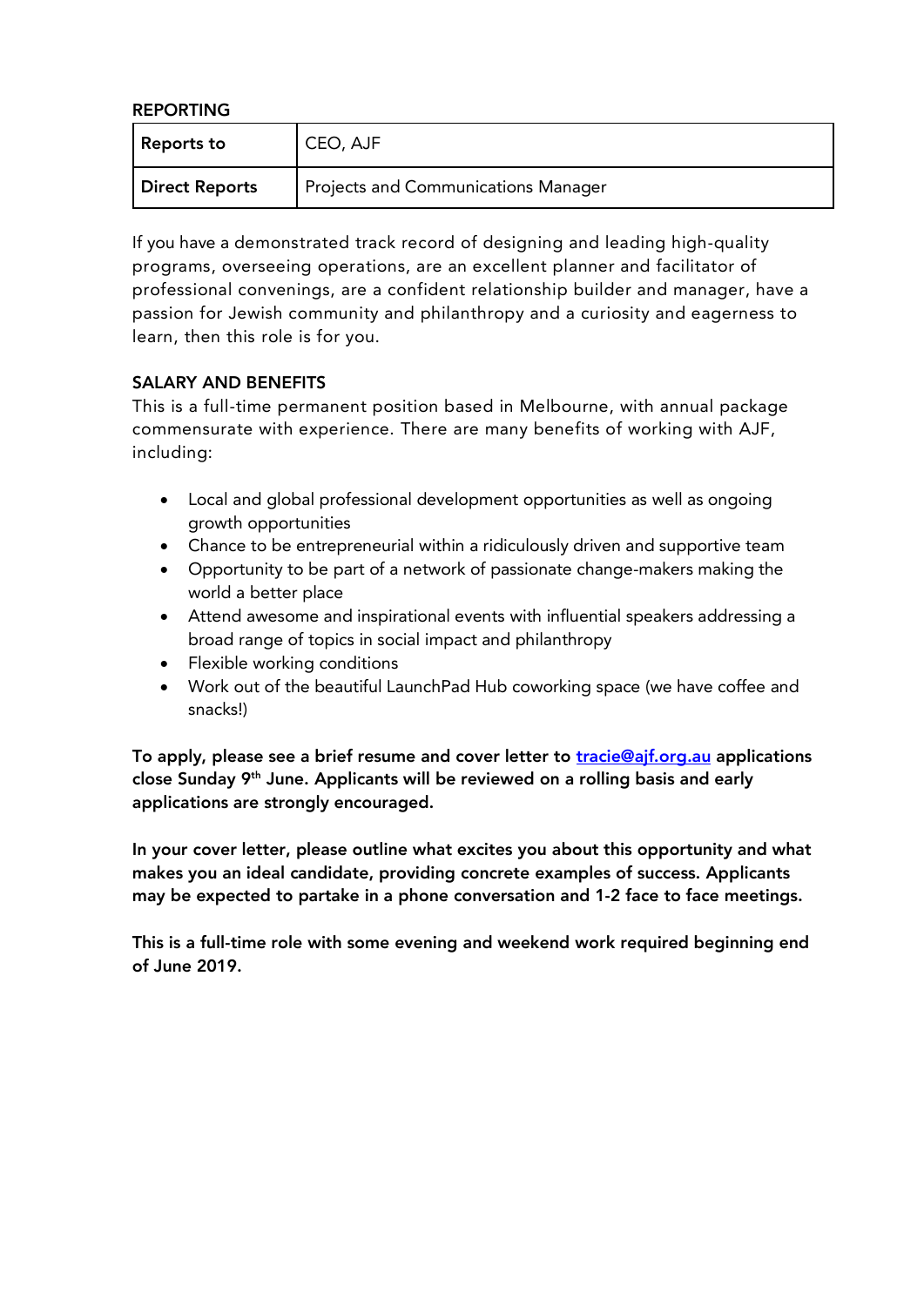## REPORTING

| | |
|---|---|
| **Reports to** | CEO, AJF |
| **Direct Reports** | Projects and Communications Manager |

If you have a demonstrated track record of designing and leading high-quality programs, overseeing operations, are an excellent planner and facilitator of professional convenings, are a confident relationship builder and manager, have a passion for Jewish community and philanthropy and a curiosity and eagerness to learn, then this role is for you.

## SALARY AND BENEFITS

This is a full-time permanent position based in Melbourne, with annual package commensurate with experience. There are many benefits of working with AJF, including:

- Local and global professional development opportunities as well as ongoing growth opportunities
- Chance to be entrepreneurial within a ridiculously driven and supportive team
- Opportunity to be part of a network of passionate change-makers making the world a better place
- Attend awesome and inspirational events with influential speakers addressing a broad range of topics in social impact and philanthropy
- Flexible working conditions
- Work out of the beautiful LaunchPad Hub coworking space (we have coffee and snacks!)

**To apply, please see a brief resume and cover letter to [tracie@ajf.org.au](mailto:tracie@ajf.org.au) applications close Sunday 9th June. Applicants will be reviewed on a rolling basis and early applications are strongly encouraged.**

**In your cover letter, please outline what excites you about this opportunity and what makes you an ideal candidate, providing concrete examples of success. Applicants may be expected to partake in a phone conversation and 1-2 face to face meetings.**

**This is a full-time role with some evening and weekend work required beginning end of June 2019.**